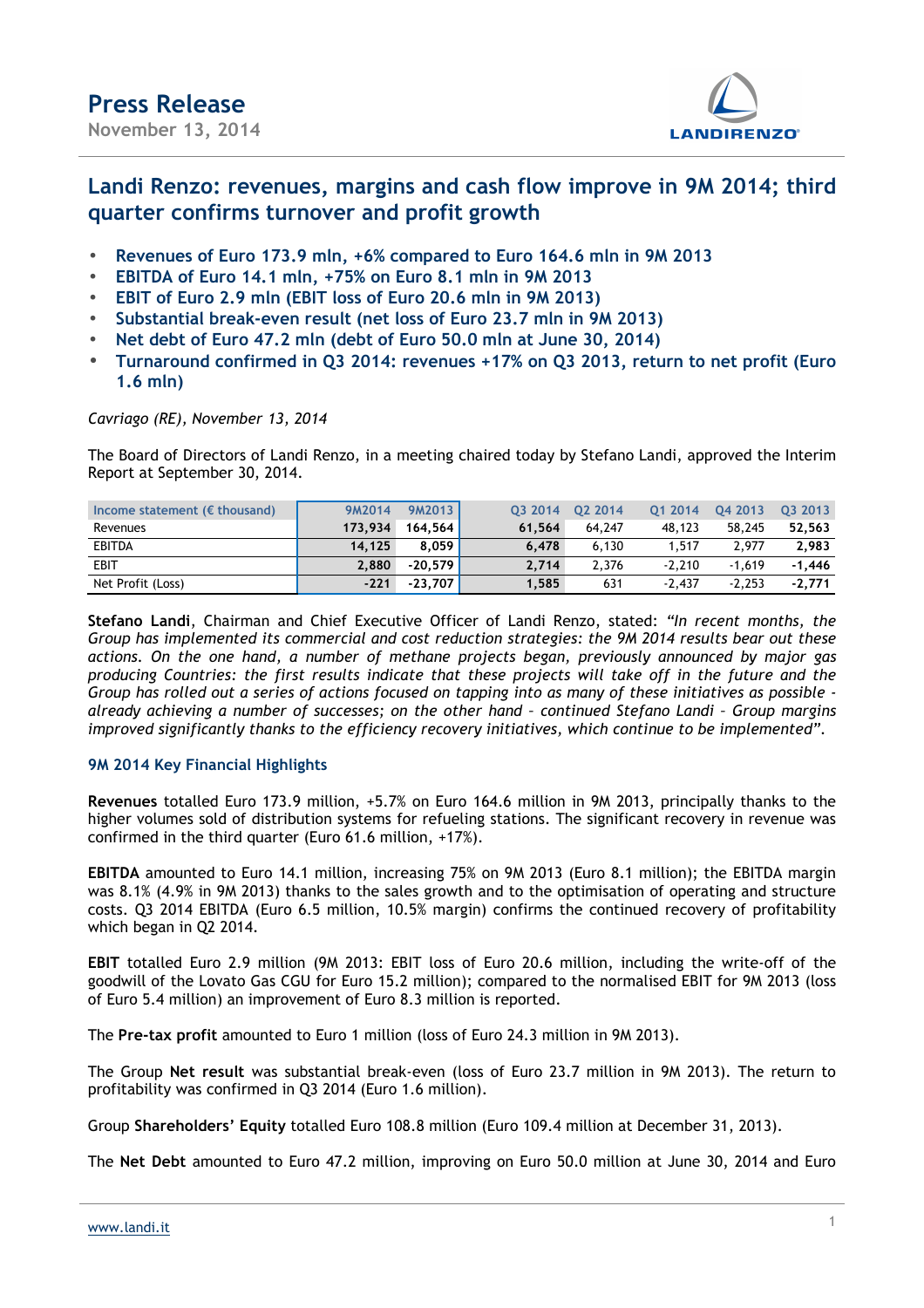# Press Release

**November 13, 2014**

## Landi Renzo: revenues, margins and cash flow improve in 9M 2014; third quarter confirms turnover and profit growth

- **Revenues of Euro 173.9 mln, +6% compared to Euro 164.6 mln in 9M 2013**
- **EBITDA of Euro 14.1 mln, +75% on Euro 8.1 mln in 9M 2013**
- **EBIT of Euro 2.9 mln (EBIT loss of Euro 20.6 mln in 9M 2013)**
- **Substantial break-even result (net loss of Euro 23.7 mln in 9M 2013)**
- **Net debt of Euro 47.2 mln (debt of Euro 50.0 mln at June 30, 2014)**
- **Turnaround confirmed in Q3 2014: revenues +17% on Q3 2013, return to net profit (Euro 1.6 mln)**

*Cavriago (RE), November 13, 2014*

The Board of Directors of Landi Renzo, in a meeting chaired today by Stefano Landi, approved the Interim Report at September 30, 2014.

| Income statement (€ thousand) | 9M2014 | 9M2013 | Q3 2014 | Q2 2014 | Q1 2014 | Q4 2013 | Q3 2013 |
|---|---|---|---|---|---|---|---|
| Revenues | **173,934** | **164,564** | **61,564** | 64,247 | 48,123 | 58,245 | **52,563** |
| EBITDA | **14,125** | **8,059** | **6,478** | 6,130 | 1,517 | 2,977 | **2,983** |
| EBIT | **2,880** | **-20,579** | **2,714** | 2,376 | -2,210 | -1,619 | **-1,446** |
| Net Profit (Loss) | **-221** | **-23,707** | **1,585** | 631 | -2,437 | -2,253 | **-2,771** |

**Stefano Landi**, Chairman and Chief Executive Officer of Landi Renzo, stated: *"In recent months, the Group has implemented its commercial and cost reduction strategies: the 9M 2014 results bear out these actions. On the one hand, a number of methane projects began, previously announced by major gas producing Countries: the first results indicate that these projects will take off in the future and the Group has rolled out a series of actions focused on tapping into as many of these initiatives as possible - already achieving a number of successes; on the other hand – continued Stefano Landi – Group margins improved significantly thanks to the efficiency recovery initiatives, which continue to be implemented".*

### 9M 2014 Key Financial Highlights

**Revenues** totalled Euro 173.9 million, +5.7% on Euro 164.6 million in 9M 2013, principally thanks to the higher volumes sold of distribution systems for refueling stations. The significant recovery in revenue was confirmed in the third quarter (Euro 61.6 million, +17%).

**EBITDA** amounted to Euro 14.1 million, increasing 75% on 9M 2013 (Euro 8.1 million); the EBITDA margin was 8.1% (4.9% in 9M 2013) thanks to the sales growth and to the optimisation of operating and structure costs. Q3 2014 EBITDA (Euro 6.5 million, 10.5% margin) confirms the continued recovery of profitability which began in Q2 2014.

**EBIT** totalled Euro 2.9 million (9M 2013: EBIT loss of Euro 20.6 million, including the write-off of the goodwill of the Lovato Gas CGU for Euro 15.2 million); compared to the normalised EBIT for 9M 2013 (loss of Euro 5.4 million) an improvement of Euro 8.3 million is reported.

The **Pre-tax profit** amounted to Euro 1 million (loss of Euro 24.3 million in 9M 2013).

The Group **Net result** was substantial break-even (loss of Euro 23.7 million in 9M 2013). The return to profitability was confirmed in Q3 2014 (Euro 1.6 million).

Group **Shareholders' Equity** totalled Euro 108.8 million (Euro 109.4 million at December 31, 2013).

The **Net Debt** amounted to Euro 47.2 million, improving on Euro 50.0 million at June 30, 2014 and Euro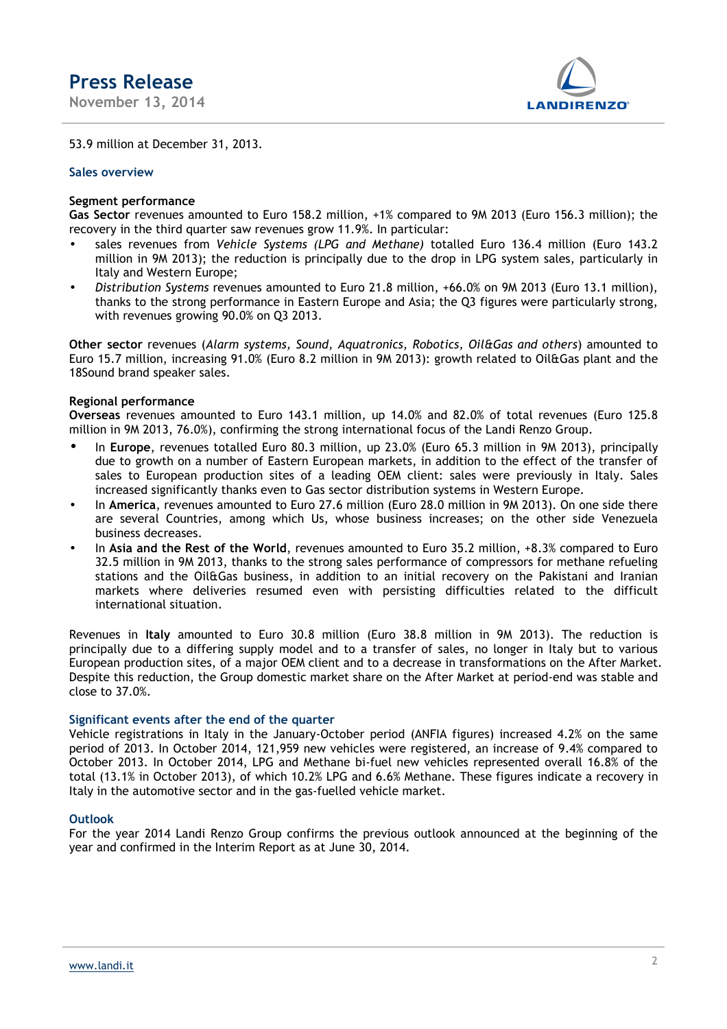53.9 million at December 31, 2013.

## Sales overview

### Segment performance

**Gas Sector** revenues amounted to Euro 158.2 million, +1% compared to 9M 2013 (Euro 156.3 million); the recovery in the third quarter saw revenues grow 11.9%. In particular:

- sales revenues from *Vehicle Systems (LPG and Methane)* totalled Euro 136.4 million (Euro 143.2 million in 9M 2013); the reduction is principally due to the drop in LPG system sales, particularly in Italy and Western Europe;
- *Distribution Systems* revenues amounted to Euro 21.8 million, +66.0% on 9M 2013 (Euro 13.1 million), thanks to the strong performance in Eastern Europe and Asia; the Q3 figures were particularly strong, with revenues growing 90.0% on Q3 2013.

**Other sector** revenues (*Alarm systems, Sound, Aquatronics, Robotics, Oil&Gas and others*) amounted to Euro 15.7 million, increasing 91.0% (Euro 8.2 million in 9M 2013): growth related to Oil&Gas plant and the 18Sound brand speaker sales.

### Regional performance

**Overseas** revenues amounted to Euro 143.1 million, up 14.0% and 82.0% of total revenues (Euro 125.8 million in 9M 2013, 76.0%), confirming the strong international focus of the Landi Renzo Group.

- In **Europe**, revenues totalled Euro 80.3 million, up 23.0% (Euro 65.3 million in 9M 2013), principally due to growth on a number of Eastern European markets, in addition to the effect of the transfer of sales to European production sites of a leading OEM client: sales were previously in Italy. Sales increased significantly thanks even to Gas sector distribution systems in Western Europe.
- In **America**, revenues amounted to Euro 27.6 million (Euro 28.0 million in 9M 2013). On one side there are several Countries, among which Us, whose business increases; on the other side Venezuela business decreases.
- In **Asia and the Rest of the World**, revenues amounted to Euro 35.2 million, +8.3% compared to Euro 32.5 million in 9M 2013, thanks to the strong sales performance of compressors for methane refueling stations and the Oil&Gas business, in addition to an initial recovery on the Pakistani and Iranian markets where deliveries resumed even with persisting difficulties related to the difficult international situation.

Revenues in **Italy** amounted to Euro 30.8 million (Euro 38.8 million in 9M 2013). The reduction is principally due to a differing supply model and to a transfer of sales, no longer in Italy but to various European production sites, of a major OEM client and to a decrease in transformations on the After Market. Despite this reduction, the Group domestic market share on the After Market at period-end was stable and close to 37.0%.

## Significant events after the end of the quarter

Vehicle registrations in Italy in the January-October period (ANFIA figures) increased 4.2% on the same period of 2013. In October 2014, 121,959 new vehicles were registered, an increase of 9.4% compared to October 2013. In October 2014, LPG and Methane bi-fuel new vehicles represented overall 16.8% of the total (13.1% in October 2013), of which 10.2% LPG and 6.6% Methane. These figures indicate a recovery in Italy in the automotive sector and in the gas-fuelled vehicle market.

## Outlook

For the year 2014 Landi Renzo Group confirms the previous outlook announced at the beginning of the year and confirmed in the Interim Report as at June 30, 2014.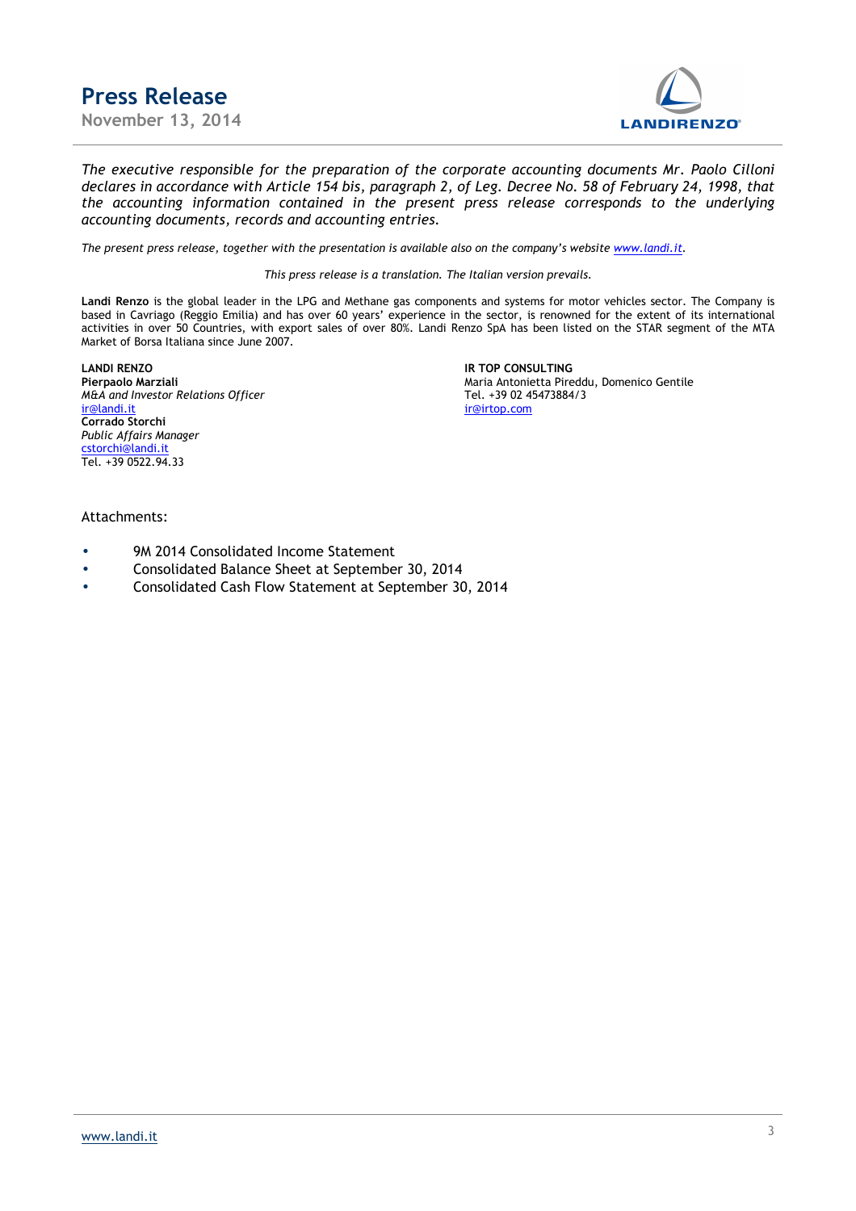*The executive responsible for the preparation of the corporate accounting documents Mr. Paolo Cilloni declares in accordance with Article 154 bis, paragraph 2, of Leg. Decree No. 58 of February 24, 1998, that the accounting information contained in the present press release corresponds to the underlying accounting documents, records and accounting entries.*

*The present press release, together with the presentation is available also on the company's website www.landi.it.*

*This press release is a translation. The Italian version prevails.*

**Landi Renzo** is the global leader in the LPG and Methane gas components and systems for motor vehicles sector. The Company is based in Cavriago (Reggio Emilia) and has over 60 years' experience in the sector, is renowned for the extent of its international activities in over 50 Countries, with export sales of over 80%. Landi Renzo SpA has been listed on the STAR segment of the MTA Market of Borsa Italiana since June 2007.

**LANDI RENZO**
**Pierpaolo Marziali**
*M&A and Investor Relations Officer*
ir@landi.it
**Corrado Storchi**
*Public Affairs Manager*
cstorchi@landi.it
Tel. +39 0522.94.33

**IR TOP CONSULTING**
Maria Antonietta Pireddu, Domenico Gentile
Tel. +39 02 45473884/3
ir@irtop.com

Attachments:

- 9M 2014 Consolidated Income Statement
- Consolidated Balance Sheet at September 30, 2014
- Consolidated Cash Flow Statement at September 30, 2014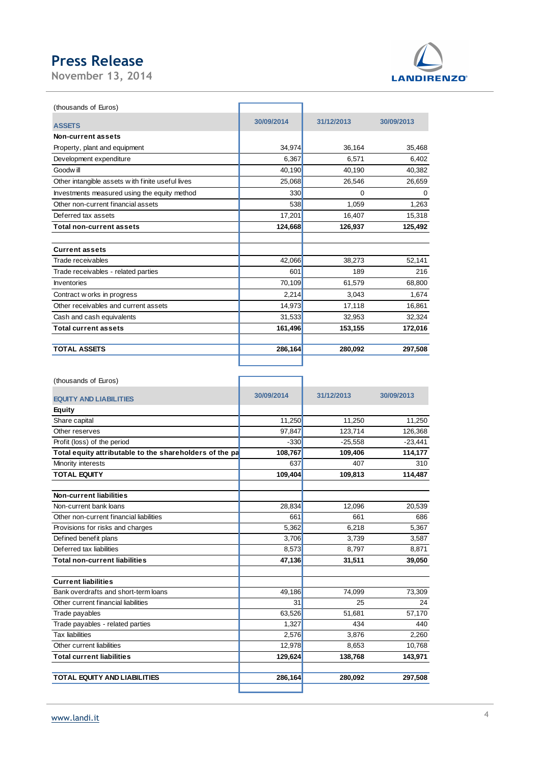(thousands of Euros)

| ASSETS | 30/09/2014 | 31/12/2013 | 30/09/2013 |
|---|---|---|---|
| **Non-current assets** | | | |
| Property, plant and equipment | 34,974 | 36,164 | 35,468 |
| Development expenditure | 6,367 | 6,571 | 6,402 |
| Goodwill | 40,190 | 40,190 | 40,382 |
| Other intangible assets with finite useful lives | 25,068 | 26,546 | 26,659 |
| Investments measured using the equity method | 330 | 0 | 0 |
| Other non-current financial assets | 538 | 1,059 | 1,263 |
| Deferred tax assets | 17,201 | 16,407 | 15,318 |
| **Total non-current assets** | **124,668** | **126,937** | **125,492** |
| | | | |
| **Current assets** | | | |
| Trade receivables | 42,066 | 38,273 | 52,141 |
| Trade receivables - related parties | 601 | 189 | 216 |
| Inventories | 70,109 | 61,579 | 68,800 |
| Contract works in progress | 2,214 | 3,043 | 1,674 |
| Other receivables and current assets | 14,973 | 17,118 | 16,861 |
| Cash and cash equivalents | 31,533 | 32,953 | 32,324 |
| **Total current assets** | **161,496** | **153,155** | **172,016** |
| | | | |
| **TOTAL ASSETS** | **286,164** | **280,092** | **297,508** |

(thousands of Euros)

| EQUITY AND LIABILITIES | 30/09/2014 | 31/12/2013 | 30/09/2013 |
|---|---|---|---|
| **Equity** | | | |
| Share capital | 11,250 | 11,250 | 11,250 |
| Other reserves | 97,847 | 123,714 | 126,368 |
| Profit (loss) of the period | -330 | -25,558 | -23,441 |
| **Total equity attributable to the shareholders of the pa** | **108,767** | **109,406** | **114,177** |
| Minority interests | 637 | 407 | 310 |
| **TOTAL EQUITY** | **109,404** | **109,813** | **114,487** |
| | | | |
| **Non-current liabilities** | | | |
| Non-current bank loans | 28,834 | 12,096 | 20,539 |
| Other non-current financial liabilities | 661 | 661 | 686 |
| Provisions for risks and charges | 5,362 | 6,218 | 5,367 |
| Defined benefit plans | 3,706 | 3,739 | 3,587 |
| Deferred tax liabilities | 8,573 | 8,797 | 8,871 |
| **Total non-current liabilities** | **47,136** | **31,511** | **39,050** |
| | | | |
| **Current liabilities** | | | |
| Bank overdrafts and short-term loans | 49,186 | 74,099 | 73,309 |
| Other current financial liabilities | 31 | 25 | 24 |
| Trade payables | 63,526 | 51,681 | 57,170 |
| Trade payables - related parties | 1,327 | 434 | 440 |
| Tax liabilities | 2,576 | 3,876 | 2,260 |
| Other current liabilities | 12,978 | 8,653 | 10,768 |
| **Total current liabilities** | **129,624** | **138,768** | **143,971** |
| | | | |
| **TOTAL EQUITY AND LIABILITIES** | **286,164** | **280,092** | **297,508** |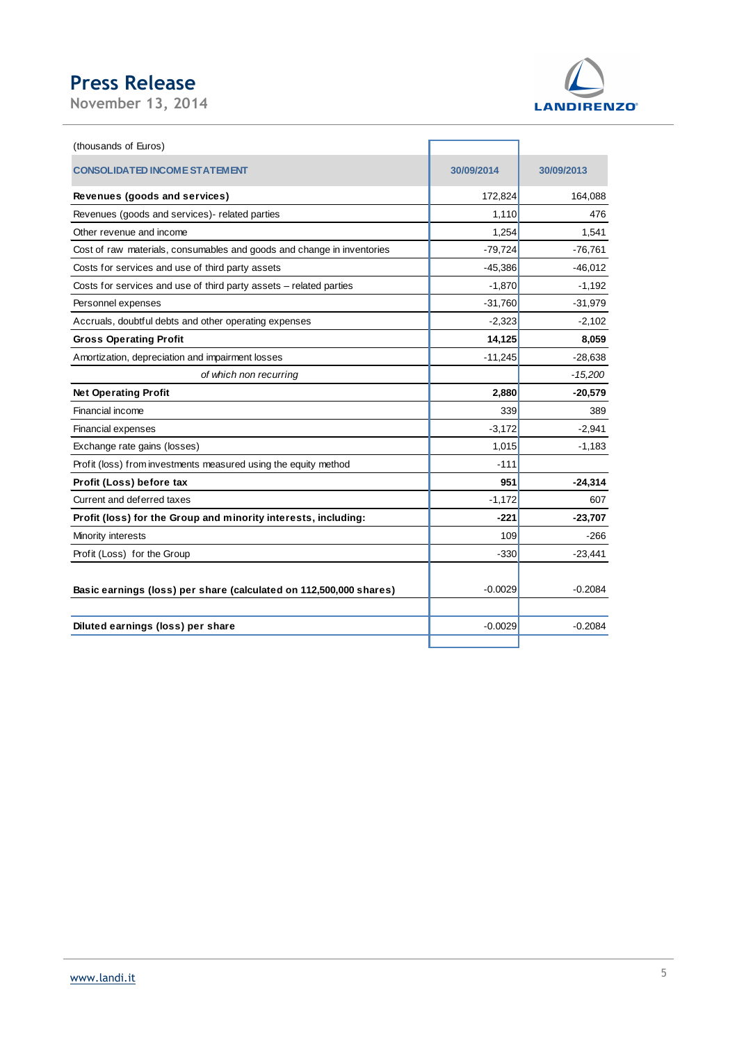(thousands of Euros)

| CONSOLIDATED INCOME STATEMENT | 30/09/2014 | 30/09/2013 |
|---|---|---|
| **Revenues (goods and services)** | 172,824 | 164,088 |
| Revenues (goods and services)- related parties | 1,110 | 476 |
| Other revenue and income | 1,254 | 1,541 |
| Cost of raw materials, consumables and goods and change in inventories | -79,724 | -76,761 |
| Costs for services and use of third party assets | -45,386 | -46,012 |
| Costs for services and use of third party assets – related parties | -1,870 | -1,192 |
| Personnel expenses | -31,760 | -31,979 |
| Accruals, doubtful debts and other operating expenses | -2,323 | -2,102 |
| **Gross Operating Profit** | **14,125** | **8,059** |
| Amortization, depreciation and impairment losses | -11,245 | -28,638 |
| *of which non recurring* | | *-15,200* |
| **Net Operating Profit** | **2,880** | **-20,579** |
| Financial income | 339 | 389 |
| Financial expenses | -3,172 | -2,941 |
| Exchange rate gains (losses) | 1,015 | -1,183 |
| Profit (loss) from investments measured using the equity method | -111 | |
| **Profit (Loss) before tax** | **951** | **-24,314** |
| Current and deferred taxes | -1,172 | 607 |
| **Profit (loss) for the Group and minority interests, including:** | **-221** | **-23,707** |
| Minority interests | 109 | -266 |
| Profit (Loss) for the Group | -330 | -23,441 |
| **Basic earnings (loss) per share (calculated on 112,500,000 shares)** | -0.0029 | -0.2084 |
| **Diluted earnings (loss) per share** | -0.0029 | -0.2084 |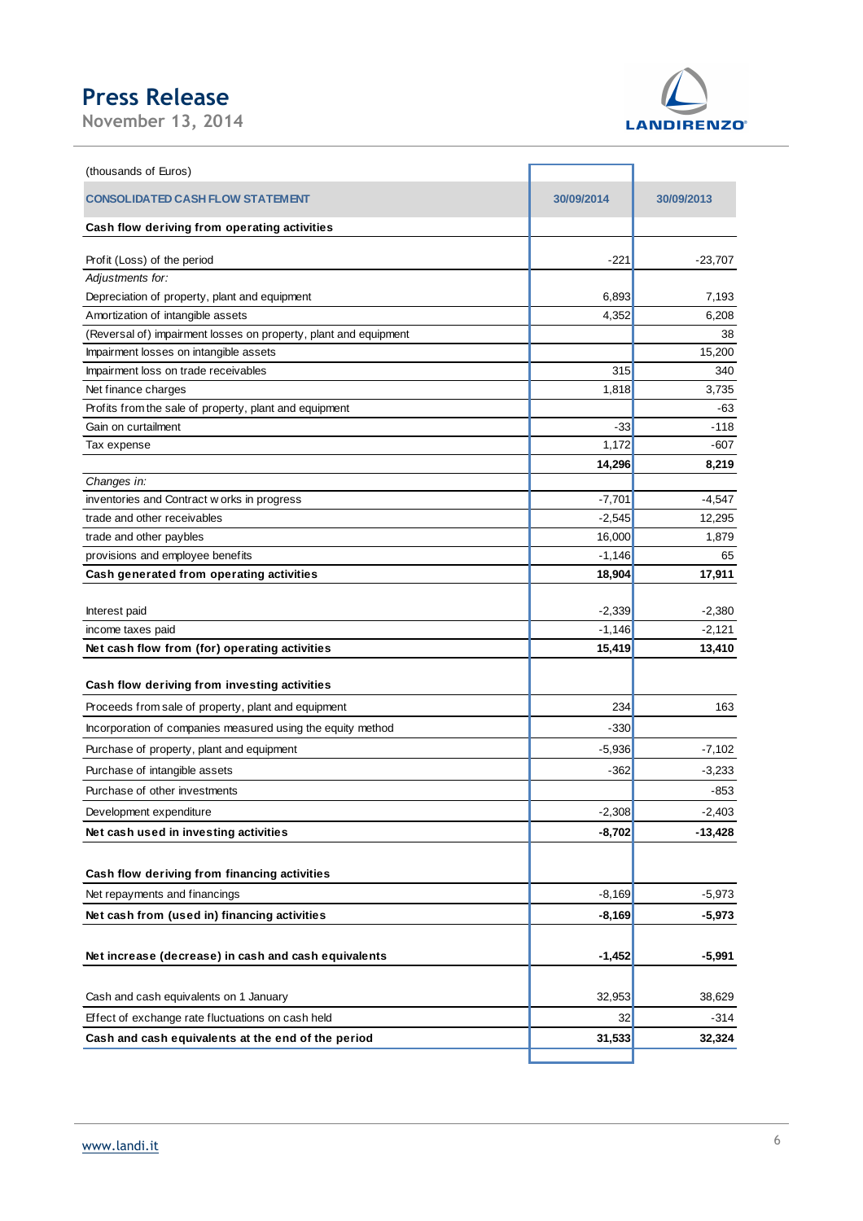# Press Release

**November 13, 2014**

(thousands of Euros)

| CONSOLIDATED CASH FLOW STATEMENT | 30/09/2014 | 30/09/2013 |
|---|---|---|
| **Cash flow deriving from operating activities** | | |
| Profit (Loss) of the period | -221 | -23,707 |
| *Adjustments for:* | | |
| Depreciation of property, plant and equipment | 6,893 | 7,193 |
| Amortization of intangible assets | 4,352 | 6,208 |
| (Reversal of) impairment losses on property, plant and equipment | | 38 |
| Impairment losses on intangible assets | | 15,200 |
| Impairment loss on trade receivables | 315 | 340 |
| Net finance charges | 1,818 | 3,735 |
| Profits from the sale of property, plant and equipment | | -63 |
| Gain on curtailment | -33 | -118 |
| Tax expense | 1,172 | -607 |
| | **14,296** | **8,219** |
| *Changes in:* | | |
| inventories and Contract w orks in progress | -7,701 | -4,547 |
| trade and other receivables | -2,545 | 12,295 |
| trade and other paybles | 16,000 | 1,879 |
| provisions and employee benefits | -1,146 | 65 |
| **Cash generated from operating activities** | **18,904** | **17,911** |
| Interest paid | -2,339 | -2,380 |
| income taxes paid | -1,146 | -2,121 |
| **Net cash flow from (for) operating activities** | **15,419** | **13,410** |
| **Cash flow deriving from investing activities** | | |
| Proceeds from sale of property, plant and equipment | 234 | 163 |
| Incorporation of companies measured using the equity method | -330 | |
| Purchase of property, plant and equipment | -5,936 | -7,102 |
| Purchase of intangible assets | -362 | -3,233 |
| Purchase of other investments | | -853 |
| Development expenditure | -2,308 | -2,403 |
| **Net cash used in investing activities** | **-8,702** | **-13,428** |
| **Cash flow deriving from financing activities** | | |
| Net repayments and financings | -8,169 | -5,973 |
| **Net cash from (used in) financing activities** | **-8,169** | **-5,973** |
| **Net increase (decrease) in cash and cash equivalents** | **-1,452** | **-5,991** |
| Cash and cash equivalents on 1 January | 32,953 | 38,629 |
| Effect of exchange rate fluctuations on cash held | 32 | -314 |
| **Cash and cash equivalents at the end of the period** | **31,533** | **32,324** |

www.landi.it